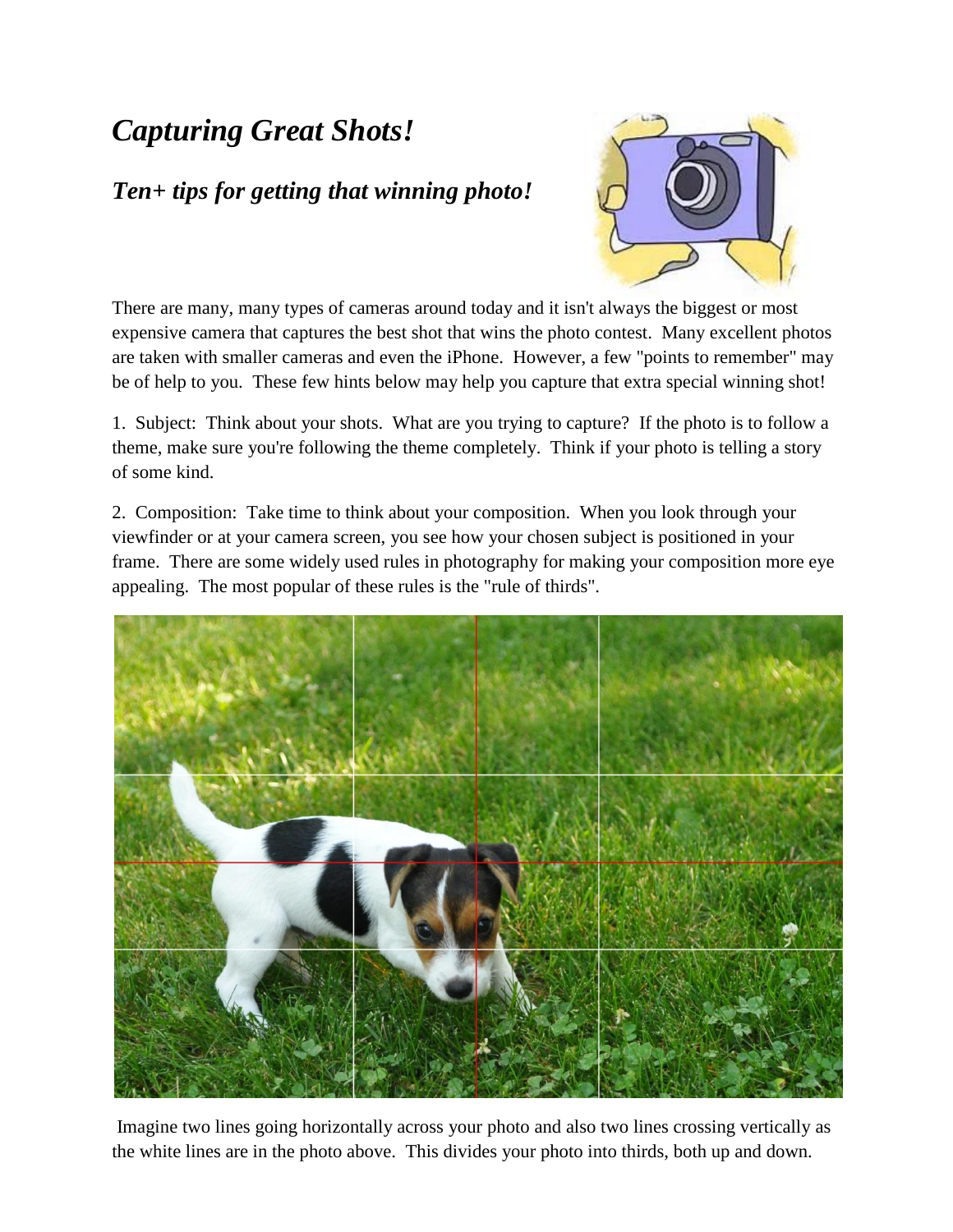# *Capturing Great Shots!*

## *Ten+ tips for getting that winning photo!*

There are many, many types of cameras around today and it isn't always the biggest or most expensive camera that captures the best shot that wins the photo contest. Many excellent photos are taken with smaller cameras and even the iPhone. However, a few "points to remember" may be of help to you. These few hints below may help you capture that extra special winning shot!

1. Subject: Think about your shots. What are you trying to capture? If the photo is to follow a theme, make sure you're following the theme completely. Think if your photo is telling a story of some kind.

2. Composition: Take time to think about your composition. When you look through your viewfinder or at your camera screen, you see how your chosen subject is positioned in your frame. There are some widely used rules in photography for making your composition more eye appealing. The most popular of these rules is the "rule of thirds".

Imagine two lines going horizontally across your photo and also two lines crossing vertically as the white lines are in the photo above. This divides your photo into thirds, both up and down.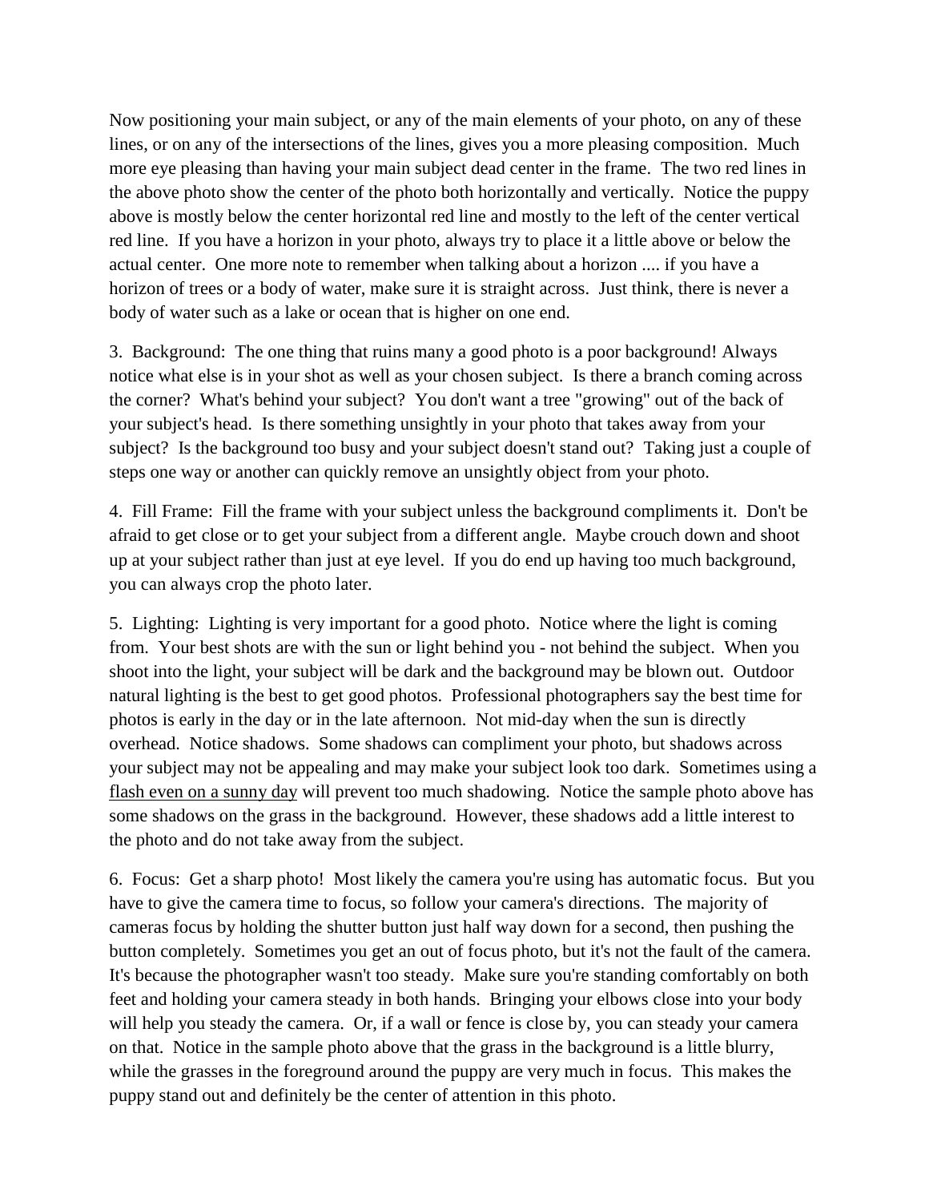Now positioning your main subject, or any of the main elements of your photo, on any of these lines, or on any of the intersections of the lines, gives you a more pleasing composition. Much more eye pleasing than having your main subject dead center in the frame. The two red lines in the above photo show the center of the photo both horizontally and vertically. Notice the puppy above is mostly below the center horizontal red line and mostly to the left of the center vertical red line. If you have a horizon in your photo, always try to place it a little above or below the actual center. One more note to remember when talking about a horizon .... if you have a horizon of trees or a body of water, make sure it is straight across. Just think, there is never a body of water such as a lake or ocean that is higher on one end.

3. Background: The one thing that ruins many a good photo is a poor background! Always notice what else is in your shot as well as your chosen subject. Is there a branch coming across the corner? What's behind your subject? You don't want a tree "growing" out of the back of your subject's head. Is there something unsightly in your photo that takes away from your subject? Is the background too busy and your subject doesn't stand out? Taking just a couple of steps one way or another can quickly remove an unsightly object from your photo.

4. Fill Frame: Fill the frame with your subject unless the background compliments it. Don't be afraid to get close or to get your subject from a different angle. Maybe crouch down and shoot up at your subject rather than just at eye level. If you do end up having too much background, you can always crop the photo later.

5. Lighting: Lighting is very important for a good photo. Notice where the light is coming from. Your best shots are with the sun or light behind you - not behind the subject. When you shoot into the light, your subject will be dark and the background may be blown out. Outdoor natural lighting is the best to get good photos. Professional photographers say the best time for photos is early in the day or in the late afternoon. Not mid-day when the sun is directly overhead. Notice shadows. Some shadows can compliment your photo, but shadows across your subject may not be appealing and may make your subject look too dark. Sometimes using a flash even on a sunny day will prevent too much shadowing. Notice the sample photo above has some shadows on the grass in the background. However, these shadows add a little interest to the photo and do not take away from the subject.

6. Focus: Get a sharp photo! Most likely the camera you're using has automatic focus. But you have to give the camera time to focus, so follow your camera's directions. The majority of cameras focus by holding the shutter button just half way down for a second, then pushing the button completely. Sometimes you get an out of focus photo, but it's not the fault of the camera. It's because the photographer wasn't too steady. Make sure you're standing comfortably on both feet and holding your camera steady in both hands. Bringing your elbows close into your body will help you steady the camera. Or, if a wall or fence is close by, you can steady your camera on that. Notice in the sample photo above that the grass in the background is a little blurry, while the grasses in the foreground around the puppy are very much in focus. This makes the puppy stand out and definitely be the center of attention in this photo.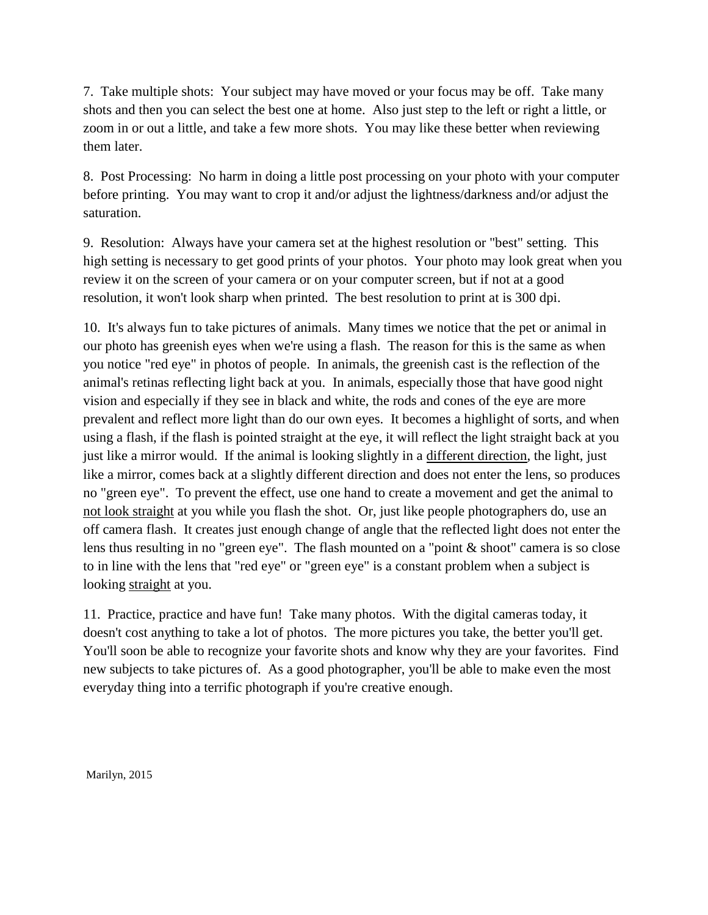7. Take multiple shots: Your subject may have moved or your focus may be off. Take many shots and then you can select the best one at home. Also just step to the left or right a little, or zoom in or out a little, and take a few more shots. You may like these better when reviewing them later.

8. Post Processing: No harm in doing a little post processing on your photo with your computer before printing. You may want to crop it and/or adjust the lightness/darkness and/or adjust the saturation.

9. Resolution: Always have your camera set at the highest resolution or "best" setting. This high setting is necessary to get good prints of your photos. Your photo may look great when you review it on the screen of your camera or on your computer screen, but if not at a good resolution, it won't look sharp when printed. The best resolution to print at is 300 dpi.

10. It's always fun to take pictures of animals. Many times we notice that the pet or animal in our photo has greenish eyes when we're using a flash. The reason for this is the same as when you notice "red eye" in photos of people. In animals, the greenish cast is the reflection of the animal's retinas reflecting light back at you. In animals, especially those that have good night vision and especially if they see in black and white, the rods and cones of the eye are more prevalent and reflect more light than do our own eyes. It becomes a highlight of sorts, and when using a flash, if the flash is pointed straight at the eye, it will reflect the light straight back at you just like a mirror would. If the animal is looking slightly in a <u>different direction</u>, the light, just like a mirror, comes back at a slightly different direction and does not enter the lens, so produces no "green eye". To prevent the effect, use one hand to create a movement and get the animal to <u>not look straight</u> at you while you flash the shot. Or, just like people photographers do, use an off camera flash. It creates just enough change of angle that the reflected light does not enter the lens thus resulting in no "green eye". The flash mounted on a "point & shoot" camera is so close to in line with the lens that "red eye" or "green eye" is a constant problem when a subject is looking <u>straight</u> at you.

11. Practice, practice and have fun! Take many photos. With the digital cameras today, it doesn't cost anything to take a lot of photos. The more pictures you take, the better you'll get. You'll soon be able to recognize your favorite shots and know why they are your favorites. Find new subjects to take pictures of. As a good photographer, you'll be able to make even the most everyday thing into a terrific photograph if you're creative enough.

Marilyn, 2015